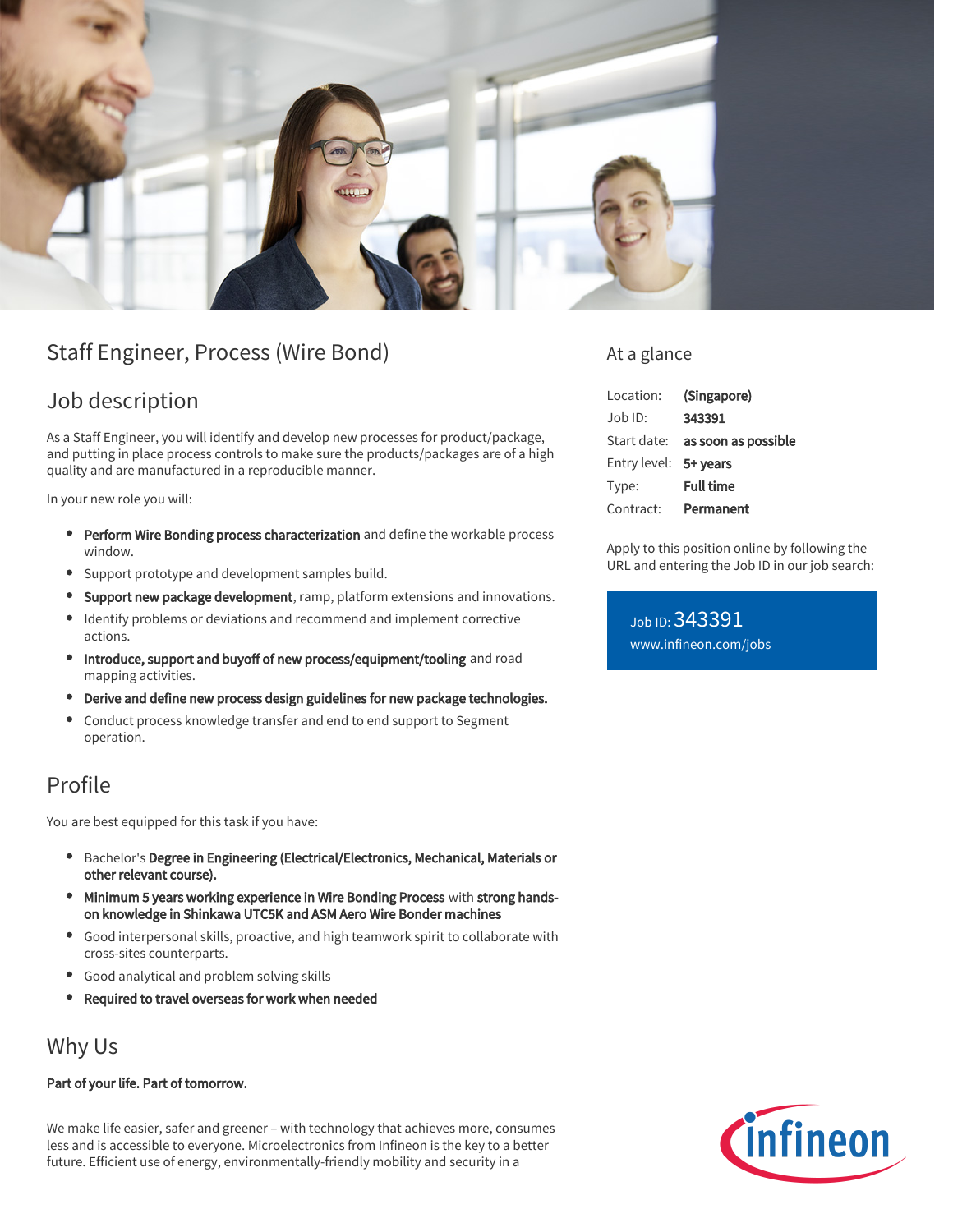# Staff Engineer, Process (Wire Bond)

## Job description

As a Staff Engineer, you will identify and develop new processes for product/package, and putting in place process controls to make sure the products/packages are of a high quality and are manufactured in a reproducible manner.

In your new role you will:

- **Perform Wire Bonding process characterization** and define the workable process window.
- Support prototype and development samples build.
- **Support new package development**, ramp, platform extensions and innovations.
- Identify problems or deviations and recommend and implement corrective actions.
- **Introduce, support and buyoff of new process/equipment/tooling** and road mapping activities.
- **Derive and define new process design guidelines for new package technologies.**
- Conduct process knowledge transfer and end to end support to Segment operation.

## Profile

You are best equipped for this task if you have:

- Bachelor's **Degree in Engineering (Electrical/Electronics, Mechanical, Materials or other relevant course).**
- **Minimum 5 years working experience in Wire Bonding Process** with **strong hands-on knowledge in Shinkawa UTC5K and ASM Aero Wire Bonder machines**
- Good interpersonal skills, proactive, and high teamwork spirit to collaborate with cross-sites counterparts.
- Good analytical and problem solving skills
- **Required to travel overseas for work when needed**

## Why Us

**Part of your life. Part of tomorrow.**

We make life easier, safer and greener – with technology that achieves more, consumes less and is accessible to everyone. Microelectronics from Infineon is the key to a better future. Efficient use of energy, environmentally-friendly mobility and security in a

## At a glance

| | |
|---|---|
| Location: | **(Singapore)** |
| Job ID: | **343391** |
| Start date: | **as soon as possible** |
| Entry level: | **5+ years** |
| Type: | **Full time** |
| Contract: | **Permanent** |

Apply to this position online by following the URL and entering the Job ID in our job search:

Job ID: 343391
www.infineon.com/jobs

infineon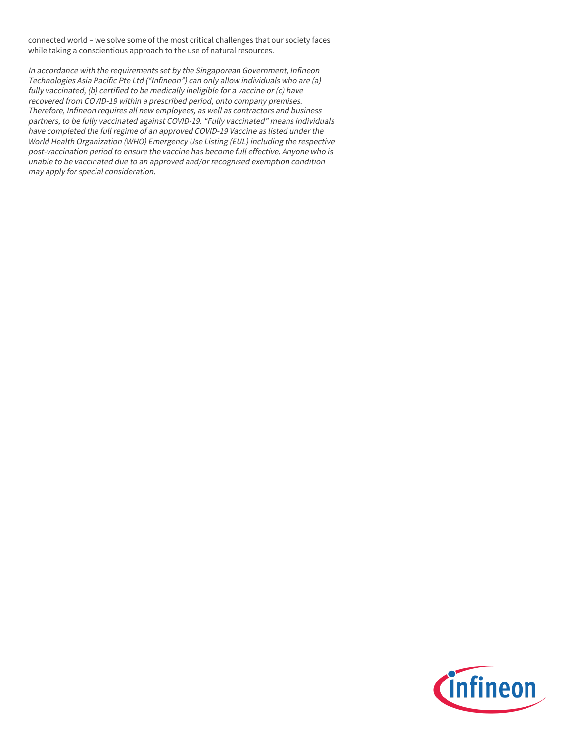connected world – we solve some of the most critical challenges that our society faces while taking a conscientious approach to the use of natural resources.

*In accordance with the requirements set by the Singaporean Government, Infineon Technologies Asia Pacific Pte Ltd ("Infineon") can only allow individuals who are (a) fully vaccinated, (b) certified to be medically ineligible for a vaccine or (c) have recovered from COVID-19 within a prescribed period, onto company premises. Therefore, Infineon requires all new employees, as well as contractors and business partners, to be fully vaccinated against COVID-19. "Fully vaccinated" means individuals have completed the full regime of an approved COVID-19 Vaccine as listed under the World Health Organization (WHO) Emergency Use Listing (EUL) including the respective post-vaccination period to ensure the vaccine has become full effective. Anyone who is unable to be vaccinated due to an approved and/or recognised exemption condition may apply for special consideration.*